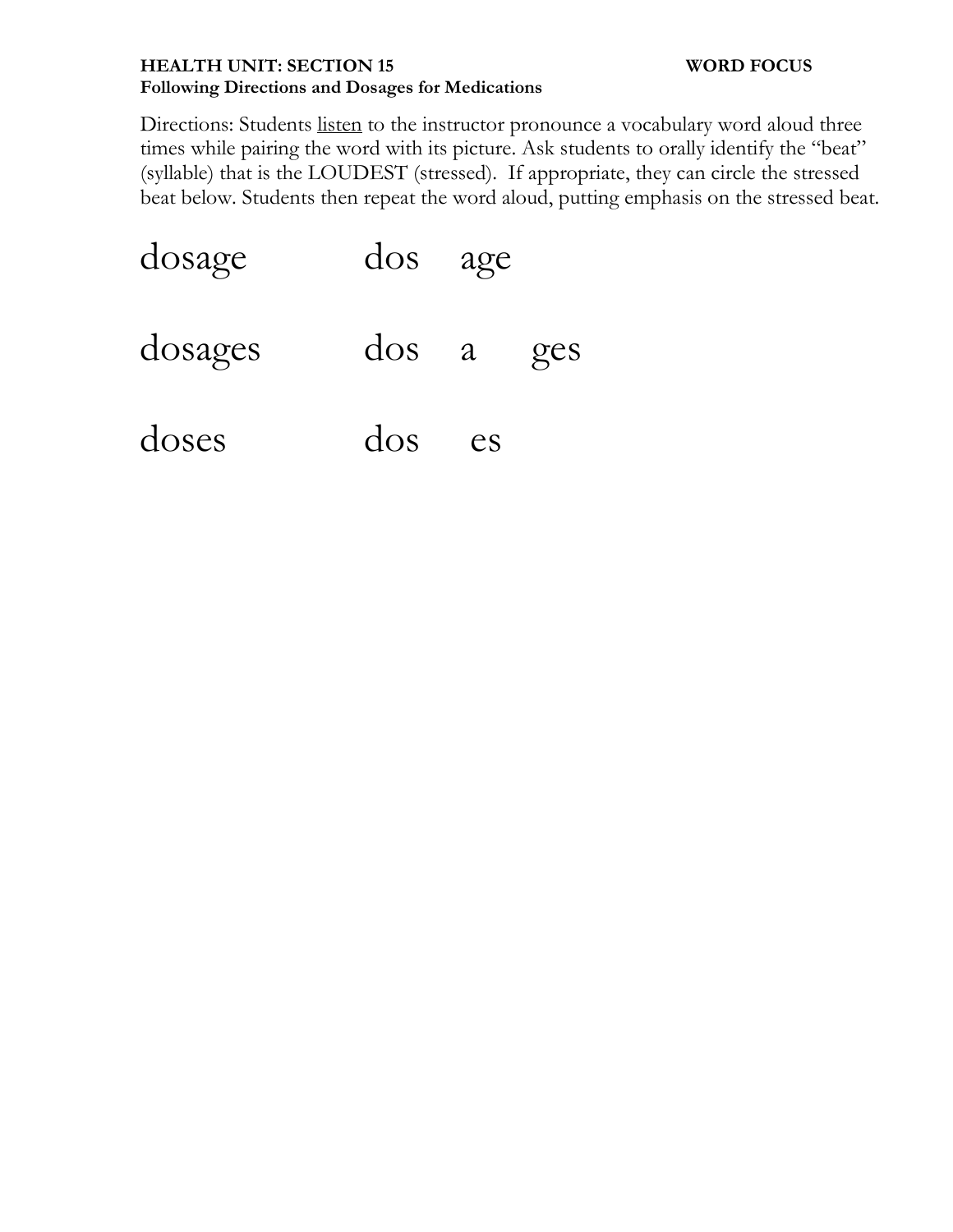**HEALTH UNIT: SECTION 15** **WORD FOCUS**
**Following Directions and Dosages for Medications**

Directions: Students <u>listen</u> to the instructor pronounce a vocabulary word aloud three times while pairing the word with its picture. Ask students to orally identify the "beat" (syllable) that is the LOUDEST (stressed). If appropriate, they can circle the stressed beat below. Students then repeat the word aloud, putting emphasis on the stressed beat.

| | | | |
|---|---|---|---|
| dosage | dos | age | |
| dosages | dos | a | ges |
| doses | dos | es | |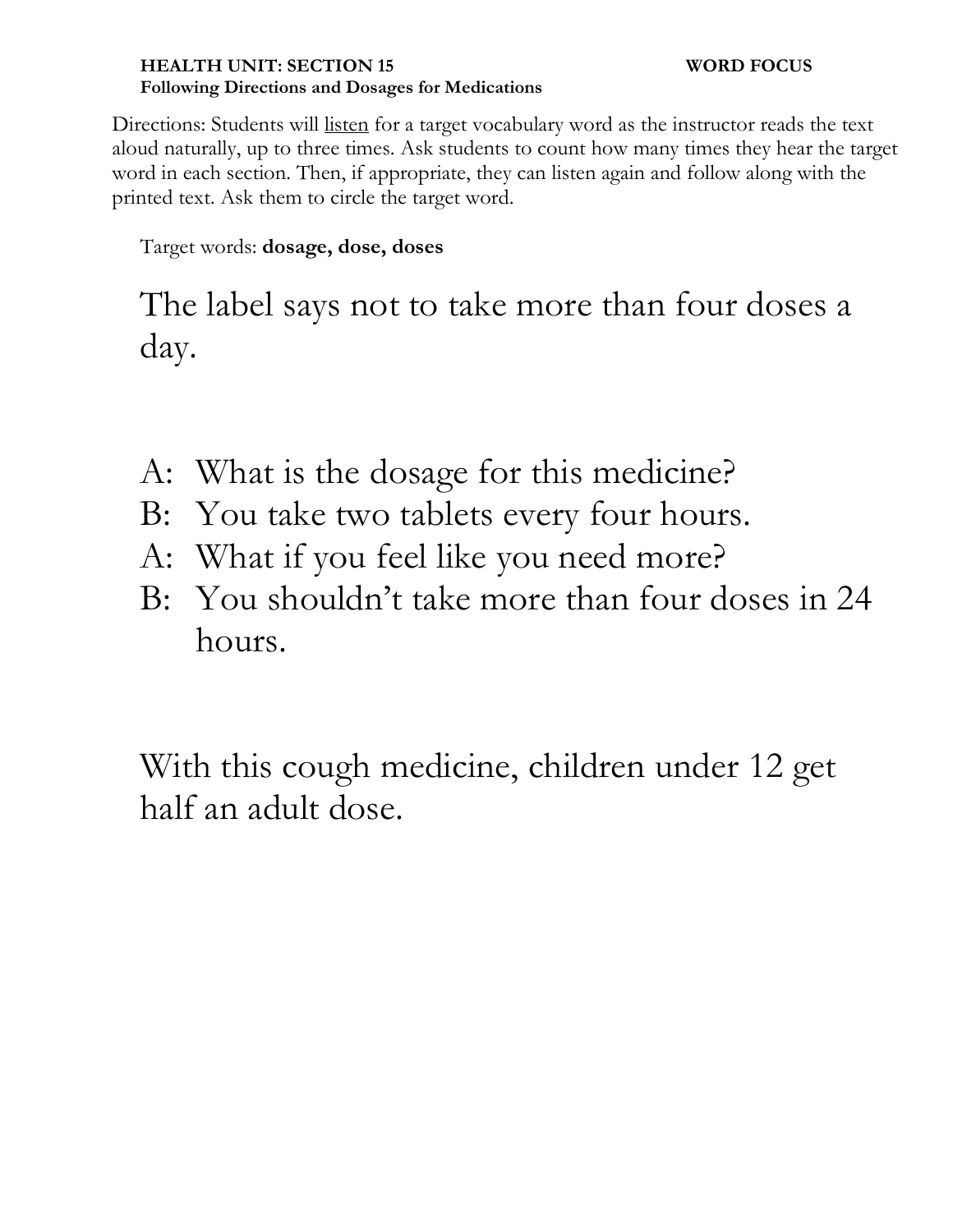**HEALTH UNIT: SECTION 15** **WORD FOCUS**
**Following Directions and Dosages for Medications**

Directions: Students will listen for a target vocabulary word as the instructor reads the text aloud naturally, up to three times. Ask students to count how many times they hear the target word in each section. Then, if appropriate, they can listen again and follow along with the printed text. Ask them to circle the target word.

Target words: **dosage, dose, doses**

The label says not to take more than four doses a day.

A: What is the dosage for this medicine?
B: You take two tablets every four hours.
A: What if you feel like you need more?
B: You shouldn't take more than four doses in 24 hours.

With this cough medicine, children under 12 get half an adult dose.